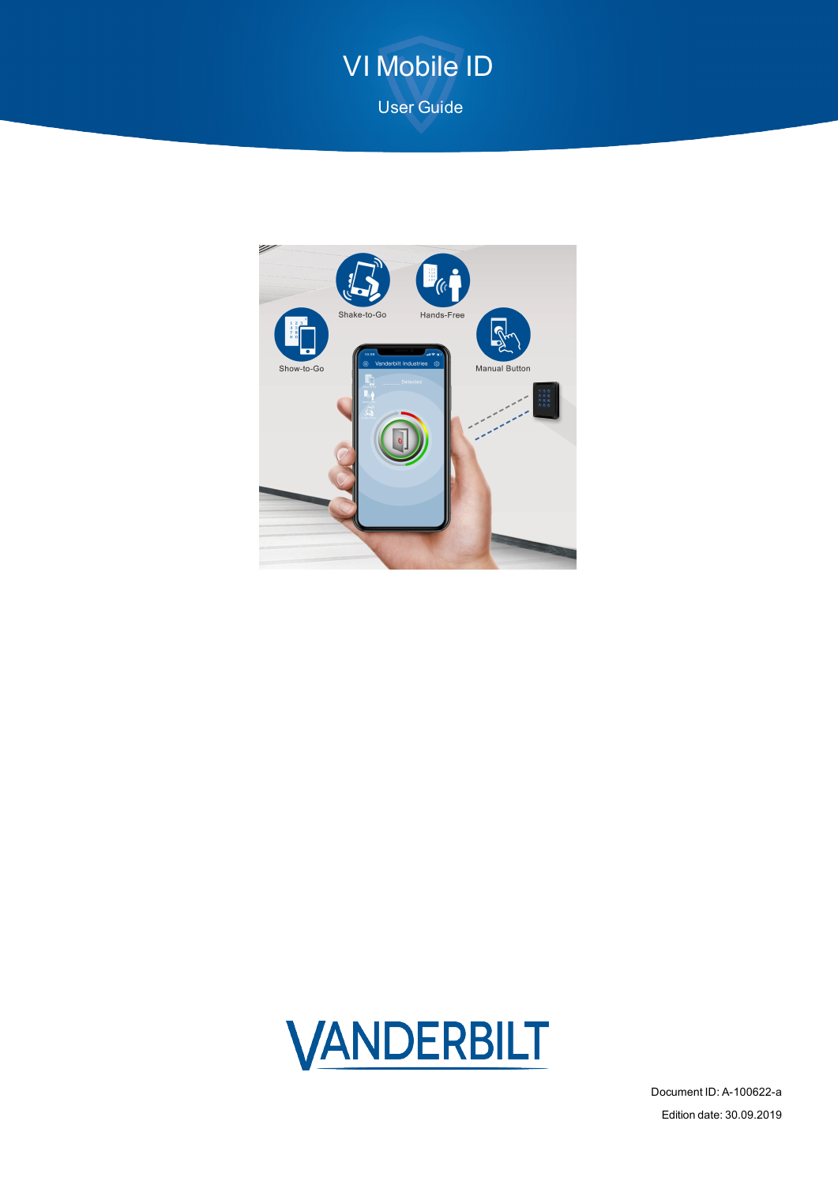# VI Mobile ID

User Guide

Document ID: A-100622-a

Edition date: 30.09.2019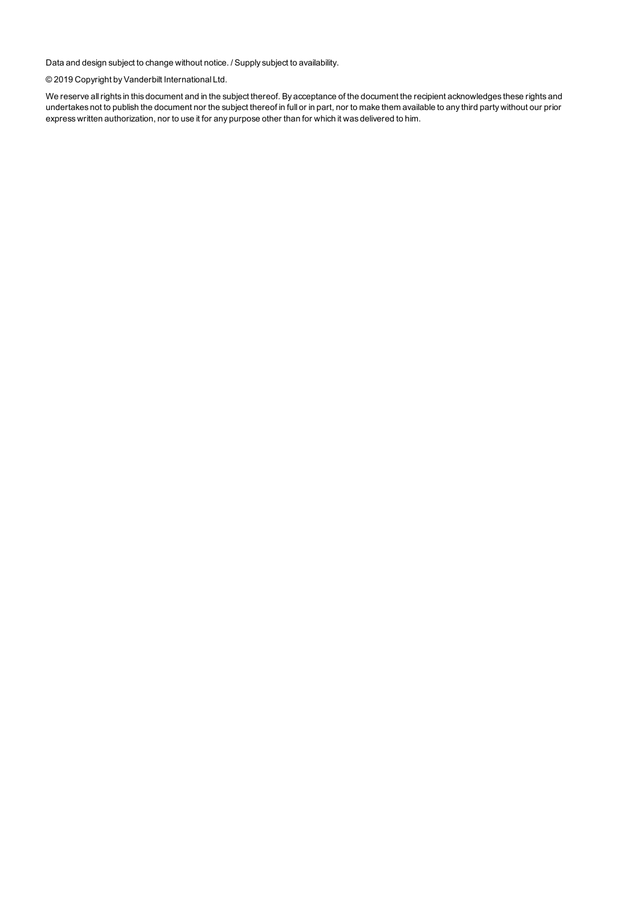Data and design subject to change without notice. / Supply subject to availability.

© 2019 Copyright by Vanderbilt International Ltd.

We reserve all rights in this document and in the subject thereof. By acceptance of the document the recipient acknowledges these rights and undertakes not to publish the document nor the subject thereof in full or in part, nor to make them available to any third party without our prior express written authorization, nor to use it for any purpose other than for which it was delivered to him.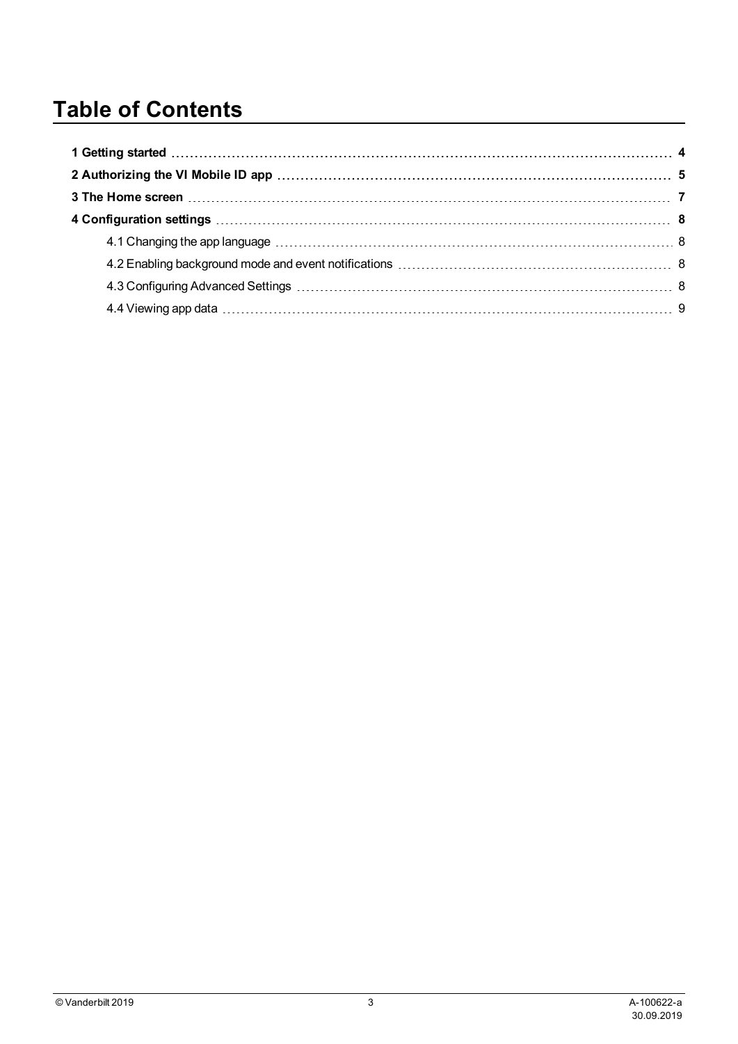# Table of Contents

**1 Getting started** ..... **4**

**2 Authorizing the VI Mobile ID app** ..... **5**

**3 The Home screen** ..... **7**

**4 Configuration settings** ..... **8**

- 4.1 Changing the app language ..... 8
- 4.2 Enabling background mode and event notifications ..... 8
- 4.3 Configuring Advanced Settings ..... 8
- 4.4 Viewing app data ..... 9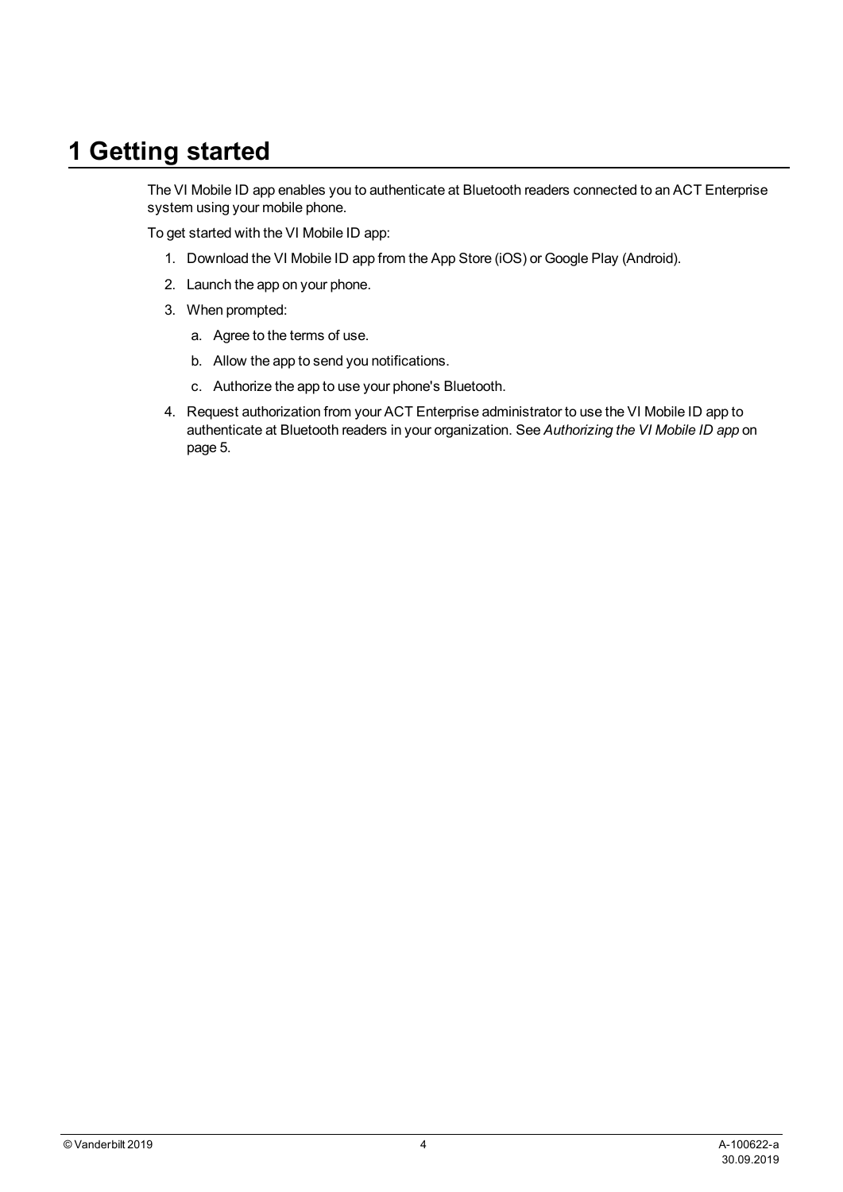# 1 Getting started

The VI Mobile ID app enables you to authenticate at Bluetooth readers connected to an ACT Enterprise system using your mobile phone.

To get started with the VI Mobile ID app:

1. Download the VI Mobile ID app from the App Store (iOS) or Google Play (Android).
2. Launch the app on your phone.
3. When prompted:
   a. Agree to the terms of use.
   b. Allow the app to send you notifications.
   c. Authorize the app to use your phone's Bluetooth.
4. Request authorization from your ACT Enterprise administrator to use the VI Mobile ID app to authenticate at Bluetooth readers in your organization. See *Authorizing the VI Mobile ID app* on page 5.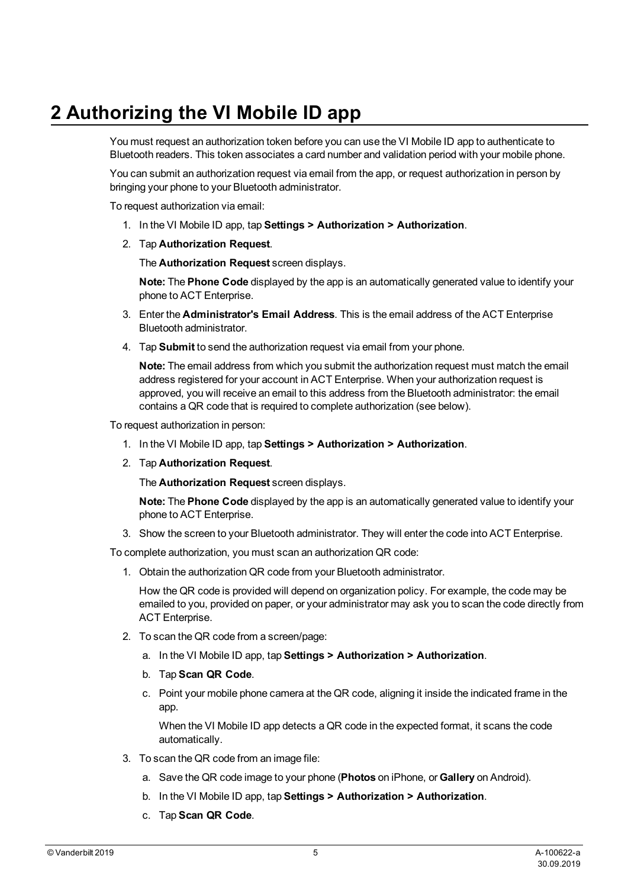# 2 Authorizing the VI Mobile ID app

You must request an authorization token before you can use the VI Mobile ID app to authenticate to Bluetooth readers. This token associates a card number and validation period with your mobile phone.

You can submit an authorization request via email from the app, or request authorization in person by bringing your phone to your Bluetooth administrator.

To request authorization via email:

1. In the VI Mobile ID app, tap **Settings > Authorization > Authorization**.
2. Tap **Authorization Request**.

   The **Authorization Request** screen displays.

   **Note:** The **Phone Code** displayed by the app is an automatically generated value to identify your phone to ACT Enterprise.
3. Enter the **Administrator's Email Address**. This is the email address of the ACT Enterprise Bluetooth administrator.
4. Tap **Submit** to send the authorization request via email from your phone.

   **Note:** The email address from which you submit the authorization request must match the email address registered for your account in ACT Enterprise. When your authorization request is approved, you will receive an email to this address from the Bluetooth administrator: the email contains a QR code that is required to complete authorization (see below).

To request authorization in person:

1. In the VI Mobile ID app, tap **Settings > Authorization > Authorization**.
2. Tap **Authorization Request**.

   The **Authorization Request** screen displays.

   **Note:** The **Phone Code** displayed by the app is an automatically generated value to identify your phone to ACT Enterprise.
3. Show the screen to your Bluetooth administrator. They will enter the code into ACT Enterprise.

To complete authorization, you must scan an authorization QR code:

1. Obtain the authorization QR code from your Bluetooth administrator.

   How the QR code is provided will depend on organization policy. For example, the code may be emailed to you, provided on paper, or your administrator may ask you to scan the code directly from ACT Enterprise.
2. To scan the QR code from a screen/page:
   a. In the VI Mobile ID app, tap **Settings > Authorization > Authorization**.
   b. Tap **Scan QR Code**.
   c. Point your mobile phone camera at the QR code, aligning it inside the indicated frame in the app.

      When the VI Mobile ID app detects a QR code in the expected format, it scans the code automatically.
3. To scan the QR code from an image file:
   a. Save the QR code image to your phone (**Photos** on iPhone, or **Gallery** on Android).
   b. In the VI Mobile ID app, tap **Settings > Authorization > Authorization**.
   c. Tap **Scan QR Code**.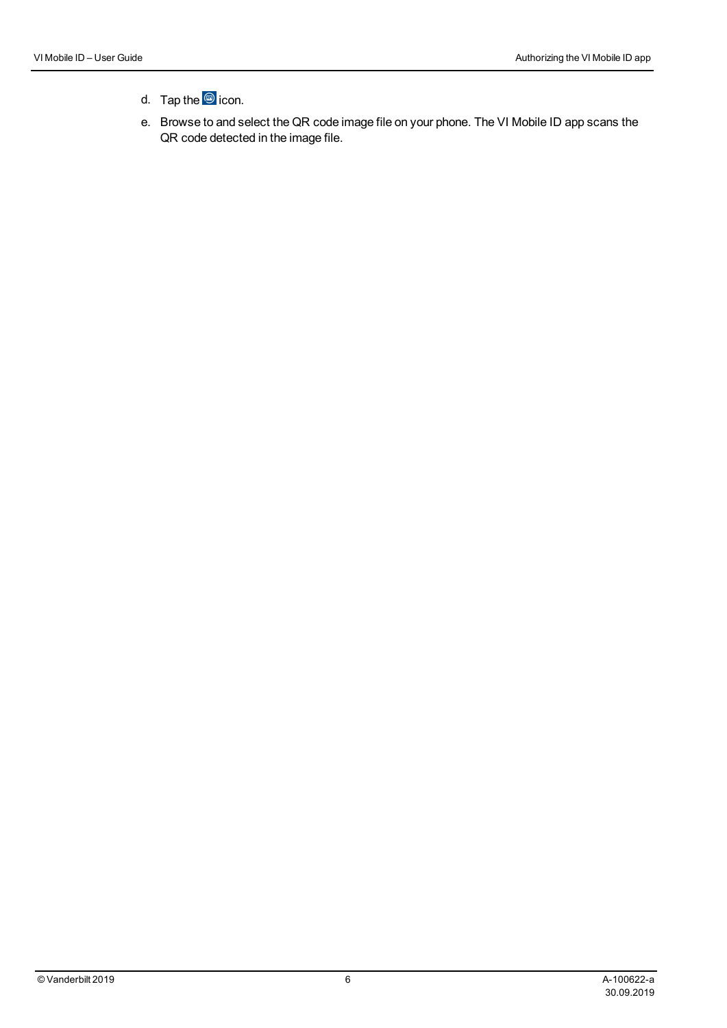d. Tap the icon.
e. Browse to and select the QR code image file on your phone. The VI Mobile ID app scans the QR code detected in the image file.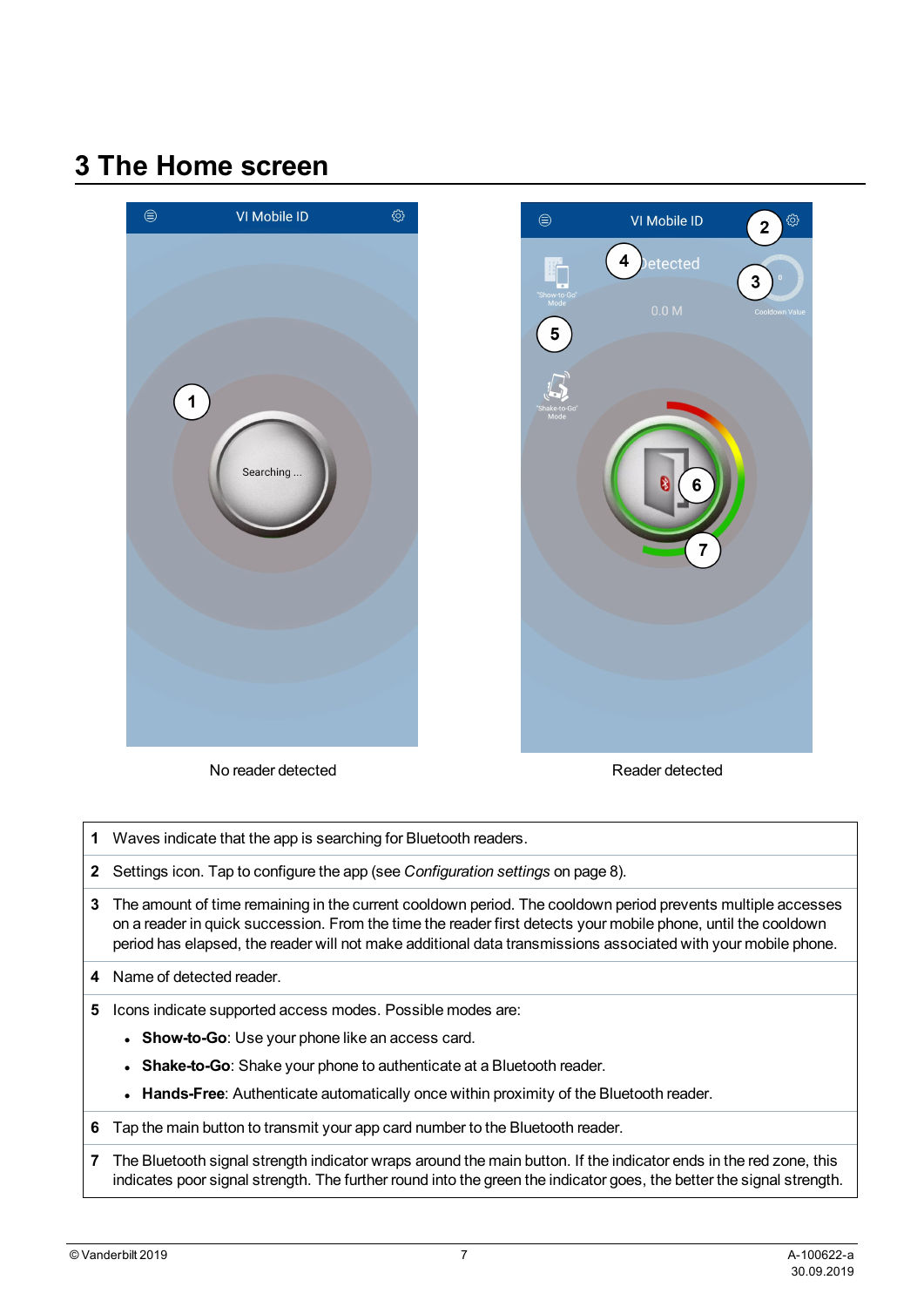# 3 The Home screen

No reader detected

Reader detected

| | |
|---|---|
| **1** | Waves indicate that the app is searching for Bluetooth readers. |
| **2** | Settings icon. Tap to configure the app (see *Configuration settings* on page 8). |
| **3** | The amount of time remaining in the current cooldown period. The cooldown period prevents multiple accesses on a reader in quick succession. From the time the reader first detects your mobile phone, until the cooldown period has elapsed, the reader will not make additional data transmissions associated with your mobile phone. |
| **4** | Name of detected reader. |
| **5** | Icons indicate supported access modes. Possible modes are:<br>• **Show-to-Go**: Use your phone like an access card.<br>• **Shake-to-Go**: Shake your phone to authenticate at a Bluetooth reader.<br>• **Hands-Free**: Authenticate automatically once within proximity of the Bluetooth reader. |
| **6** | Tap the main button to transmit your app card number to the Bluetooth reader. |
| **7** | The Bluetooth signal strength indicator wraps around the main button. If the indicator ends in the red zone, this indicates poor signal strength. The further round into the green the indicator goes, the better the signal strength. |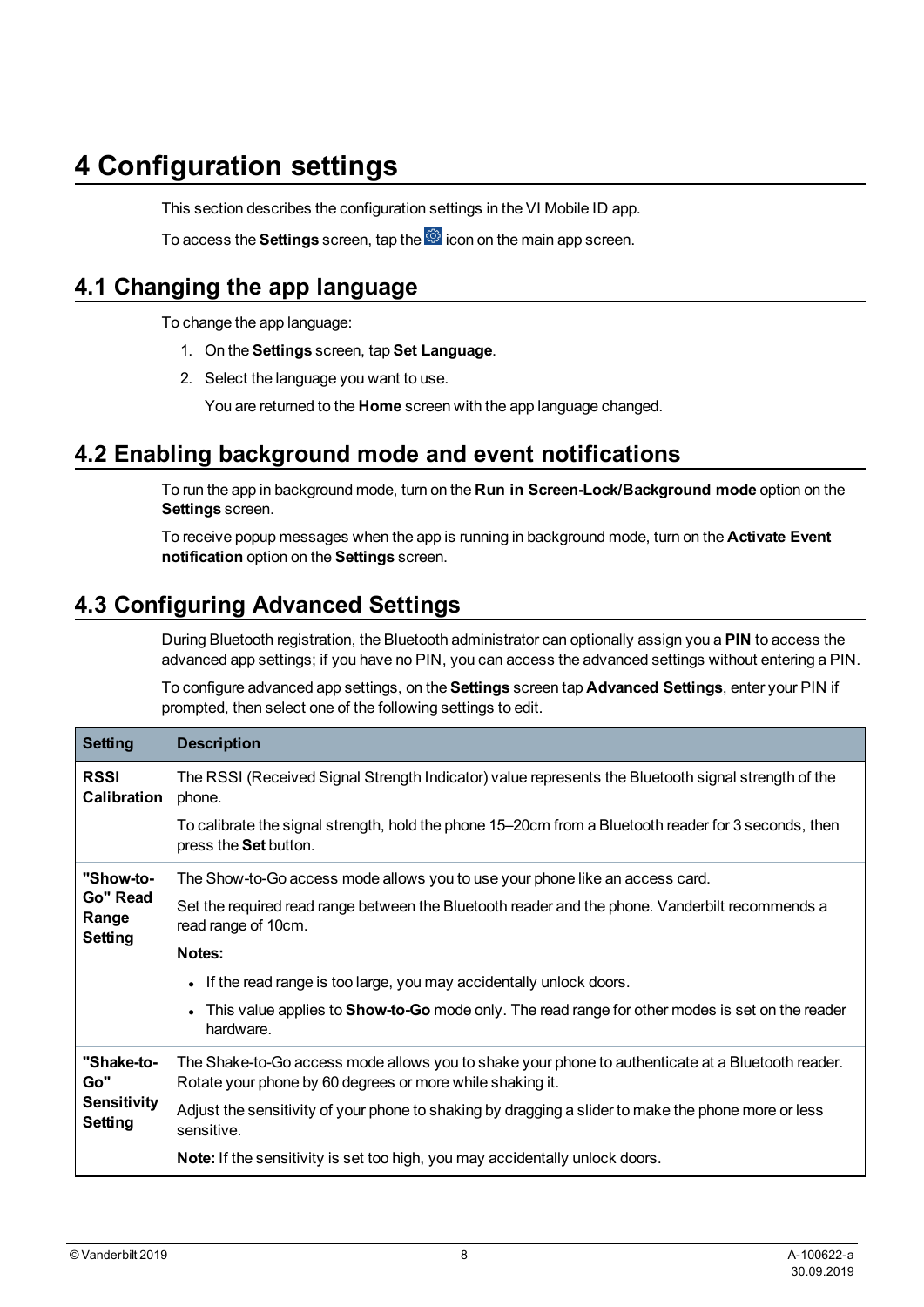# 4 Configuration settings

This section describes the configuration settings in the VI Mobile ID app.

To access the **Settings** screen, tap the icon on the main app screen.

## 4.1 Changing the app language

To change the app language:

1. On the **Settings** screen, tap **Set Language**.
2. Select the language you want to use.

   You are returned to the **Home** screen with the app language changed.

## 4.2 Enabling background mode and event notifications

To run the app in background mode, turn on the **Run in Screen-Lock/Background mode** option on the **Settings** screen.

To receive popup messages when the app is running in background mode, turn on the **Activate Event notification** option on the **Settings** screen.

## 4.3 Configuring Advanced Settings

During Bluetooth registration, the Bluetooth administrator can optionally assign you a **PIN** to access the advanced app settings; if you have no PIN, you can access the advanced settings without entering a PIN.

To configure advanced app settings, on the **Settings** screen tap **Advanced Settings**, enter your PIN if prompted, then select one of the following settings to edit.

| Setting | Description |
| --- | --- |
| **RSSI Calibration** | The RSSI (Received Signal Strength Indicator) value represents the Bluetooth signal strength of the phone.<br><br>To calibrate the signal strength, hold the phone 15–20cm from a Bluetooth reader for 3 seconds, then press the **Set** button. |
| **"Show-to-Go" Read Range Setting** | The Show-to-Go access mode allows you to use your phone like an access card.<br><br>Set the required read range between the Bluetooth reader and the phone. Vanderbilt recommends a read range of 10cm.<br><br>**Notes:**<br>• If the read range is too large, you may accidentally unlock doors.<br>• This value applies to **Show-to-Go** mode only. The read range for other modes is set on the reader hardware. |
| **"Shake-to-Go" Sensitivity Setting** | The Shake-to-Go access mode allows you to shake your phone to authenticate at a Bluetooth reader. Rotate your phone by 60 degrees or more while shaking it.<br><br>Adjust the sensitivity of your phone to shaking by dragging a slider to make the phone more or less sensitive.<br><br>**Note:** If the sensitivity is set too high, you may accidentally unlock doors. |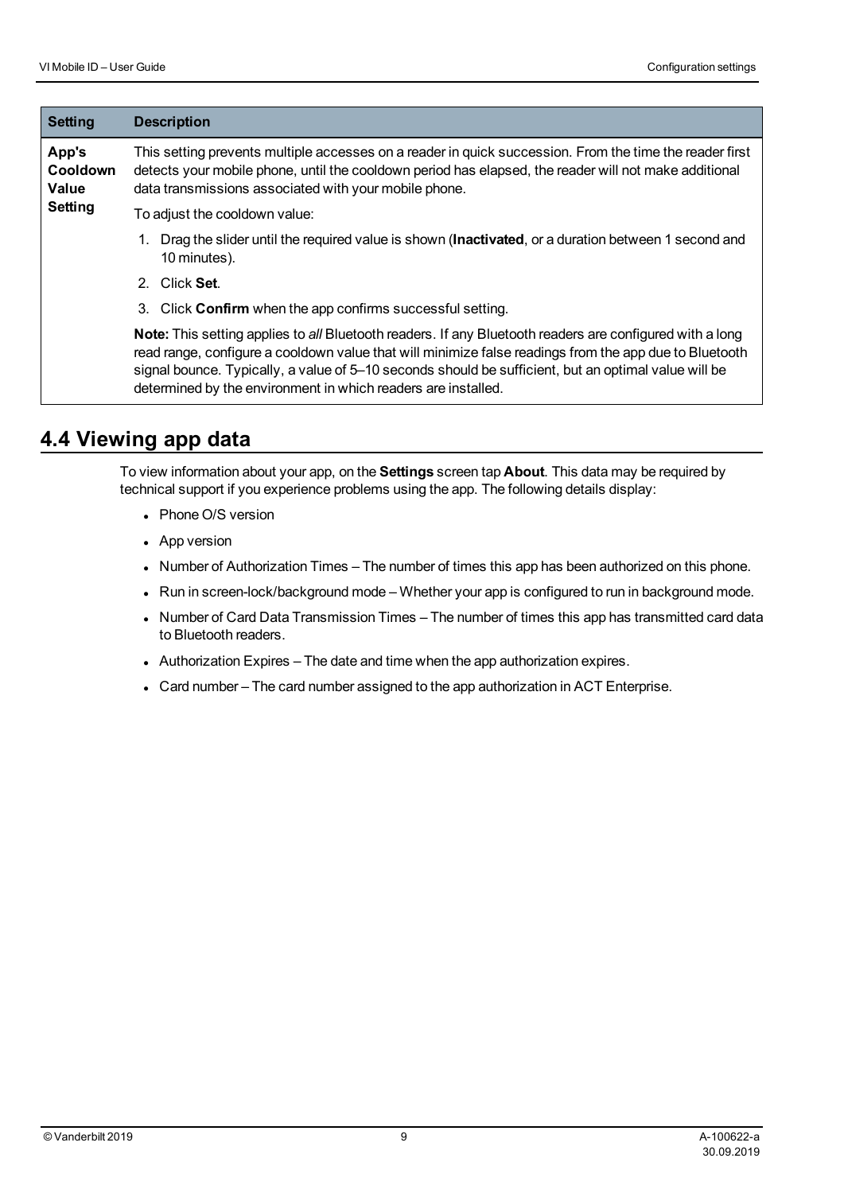| Setting | Description |
| --- | --- |
| **App's Cooldown Value Setting** | This setting prevents multiple accesses on a reader in quick succession. From the time the reader first detects your mobile phone, until the cooldown period has elapsed, the reader will not make additional data transmissions associated with your mobile phone.<br><br>To adjust the cooldown value:<br><br>1. Drag the slider until the required value is shown (**Inactivated**, or a duration between 1 second and 10 minutes).<br>2. Click **Set**.<br>3. Click **Confirm** when the app confirms successful setting.<br><br>**Note:** This setting applies to *all* Bluetooth readers. If any Bluetooth readers are configured with a long read range, configure a cooldown value that will minimize false readings from the app due to Bluetooth signal bounce. Typically, a value of 5–10 seconds should be sufficient, but an optimal value will be determined by the environment in which readers are installed. |

## 4.4 Viewing app data

To view information about your app, on the **Settings** screen tap **About**. This data may be required by technical support if you experience problems using the app. The following details display:

- Phone O/S version
- App version
- Number of Authorization Times – The number of times this app has been authorized on this phone.
- Run in screen-lock/background mode – Whether your app is configured to run in background mode.
- Number of Card Data Transmission Times – The number of times this app has transmitted card data to Bluetooth readers.
- Authorization Expires – The date and time when the app authorization expires.
- Card number – The card number assigned to the app authorization in ACT Enterprise.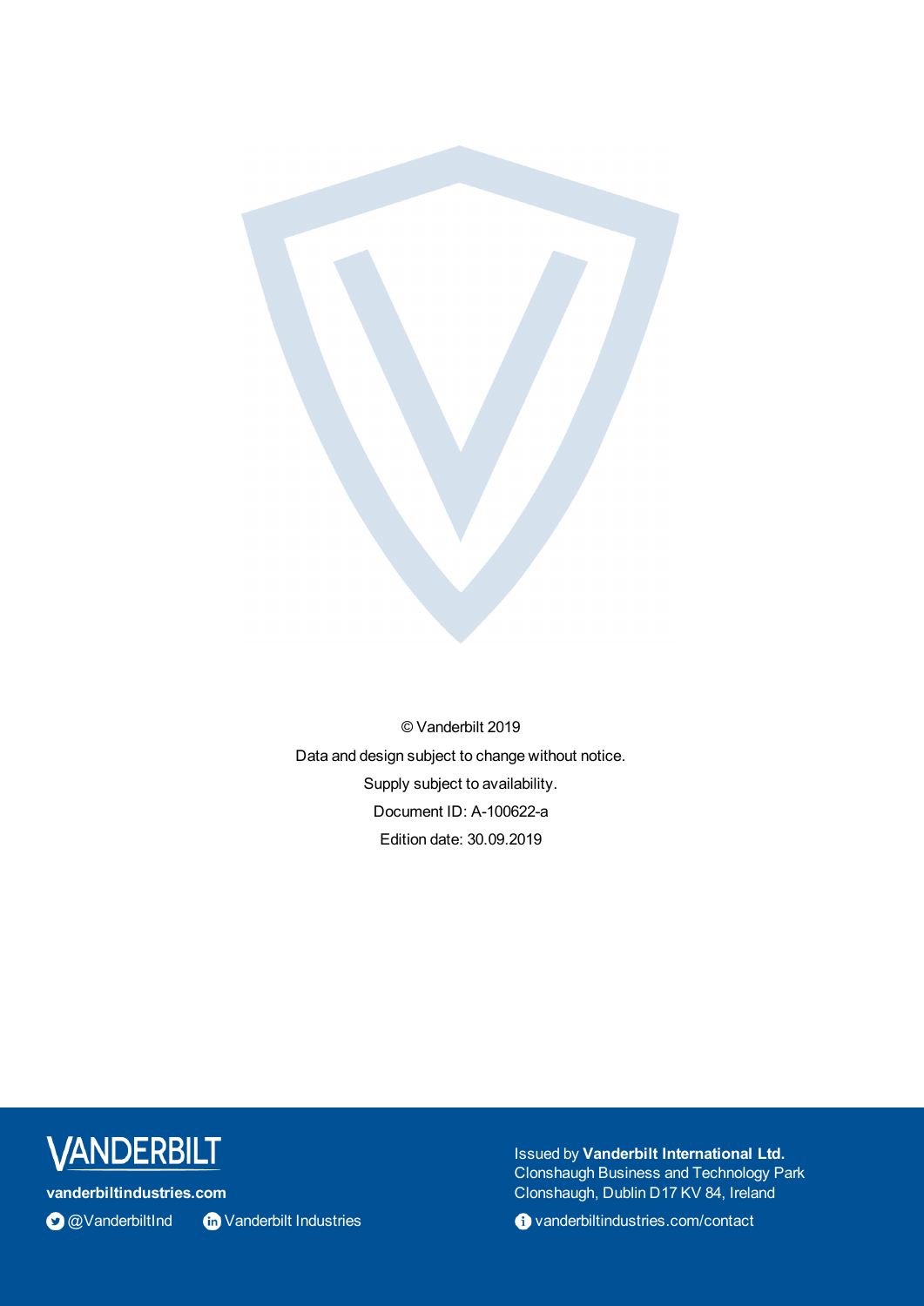© Vanderbilt 2019

Data and design subject to change without notice.

Supply subject to availability.

Document ID: A-100622-a

Edition date: 30.09.2019

VANDERBILT

**vanderbiltindustries.com**

@VanderbiltInd Vanderbilt Industries

Issued by **Vanderbilt International Ltd.**
Clonshaugh Business and Technology Park
Clonshaugh, Dublin D17 KV 84, Ireland

vanderbiltindustries.com/contact